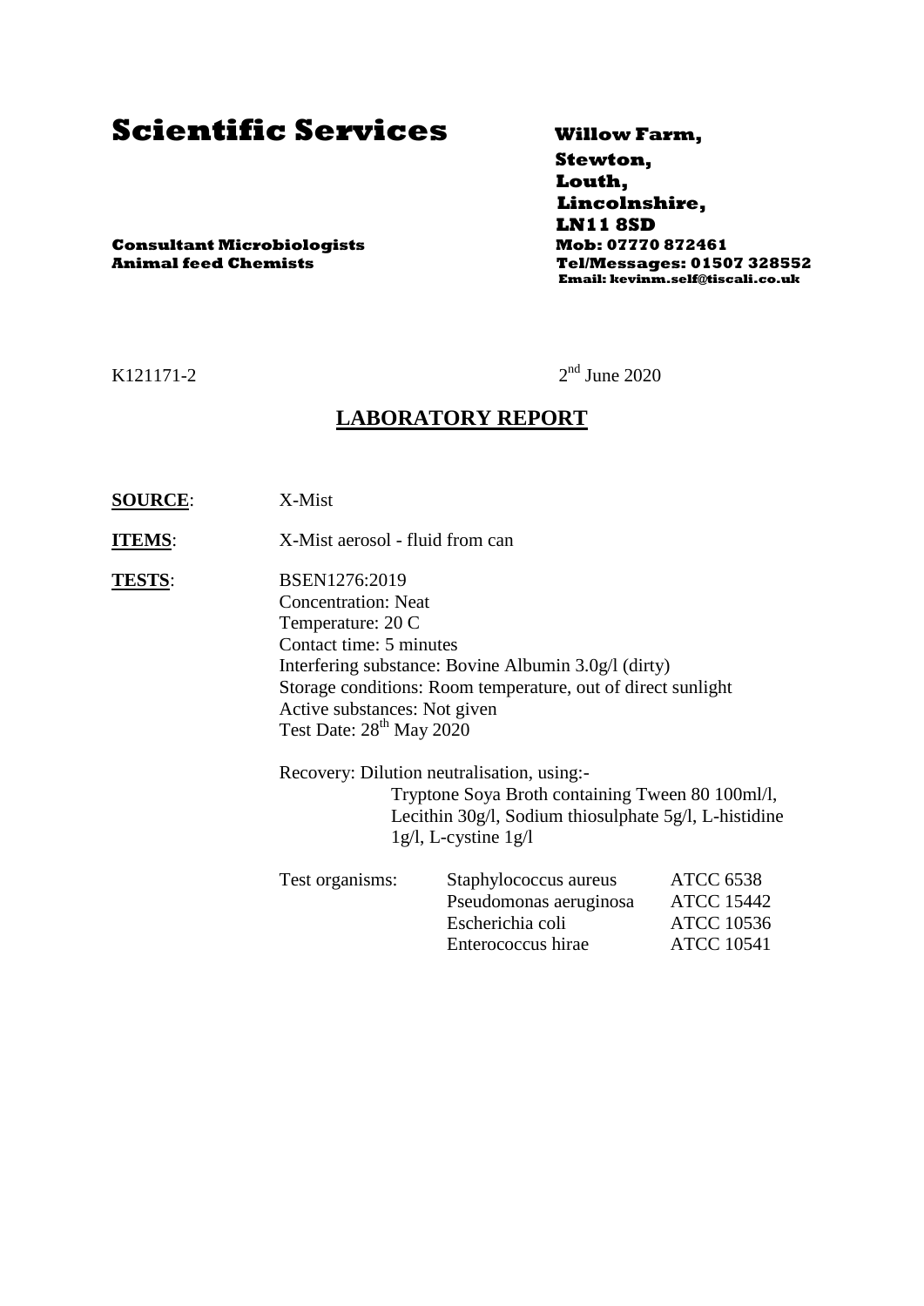# Scientific Services

**Consultant Microbiologists**
**Animal feed Chemists**

**Willow Farm,**
**Stewton,**
**Louth,**
**Lincolnshire,**
**LN11 8SD**
**Mob: 07770 872461**
**Tel/Messages: 01507 328552**
**Email: kevinm.self@tiscali.co.uk**

K121171-2

2nd June 2020

## LABORATORY REPORT

**SOURCE**: X-Mist

**ITEMS**: X-Mist aerosol - fluid from can

**TESTS**: BSEN1276:2019
Concentration: Neat
Temperature: 20 C
Contact time: 5 minutes
Interfering substance: Bovine Albumin 3.0g/l (dirty)
Storage conditions: Room temperature, out of direct sunlight
Active substances: Not given
Test Date: 28th May 2020

Recovery: Dilution neutralisation, using:-
Tryptone Soya Broth containing Tween 80 100ml/l, Lecithin 30g/l, Sodium thiosulphate 5g/l, L-histidine 1g/l, L-cystine 1g/l

| Test organisms: | | |
|---|---|---|
| | Staphylococcus aureus | ATCC 6538 |
| | Pseudomonas aeruginosa | ATCC 15442 |
| | Escherichia coli | ATCC 10536 |
| | Enterococcus hirae | ATCC 10541 |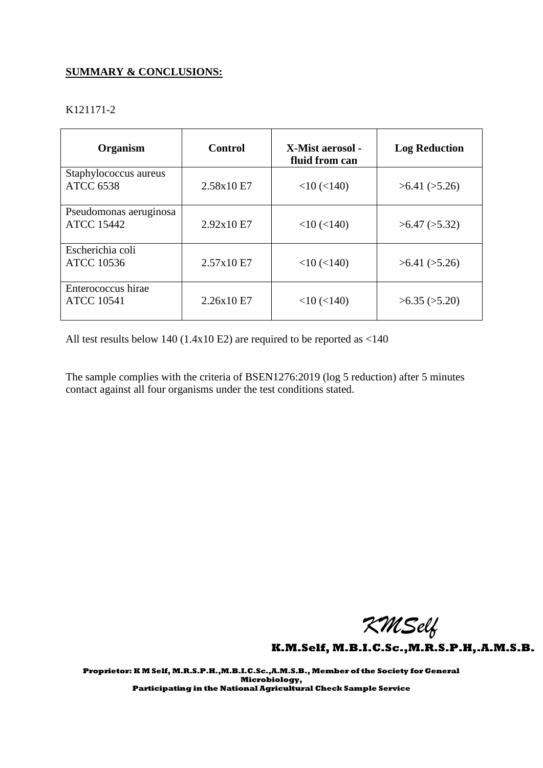**SUMMARY & CONCLUSIONS:**

K121171-2

| Organism | Control | X-Mist aerosol - fluid from can | Log Reduction |
| --- | --- | --- | --- |
| Staphylococcus aureus ATCC 6538 | 2.58x10 E7 | <10 (<140) | >6.41 (>5.26) |
| Pseudomonas aeruginosa ATCC 15442 | 2.92x10 E7 | <10 (<140) | >6.47 (>5.32) |
| Escherichia coli ATCC 10536 | 2.57x10 E7 | <10 (<140) | >6.41 (>5.26) |
| Enterococcus hirae ATCC 10541 | 2.26x10 E7 | <10 (<140) | >6.35 (>5.20) |

All test results below 140 (1.4x10 E2) are required to be reported as <140

The sample complies with the criteria of BSEN1276:2019 (log 5 reduction) after 5 minutes contact against all four organisms under the test conditions stated.

*KMSelf*

**K.M.Self, M.B.I.C.Sc.,M.R.S.P.H,.A.M.S.B.**

**Proprietor: K M Self, M.R.S.P.H.,M.B.I.C.Sc.,A.M.S.B., Member of the Society for General Microbiology,**
**Participating in the National Agricultural Check Sample Service**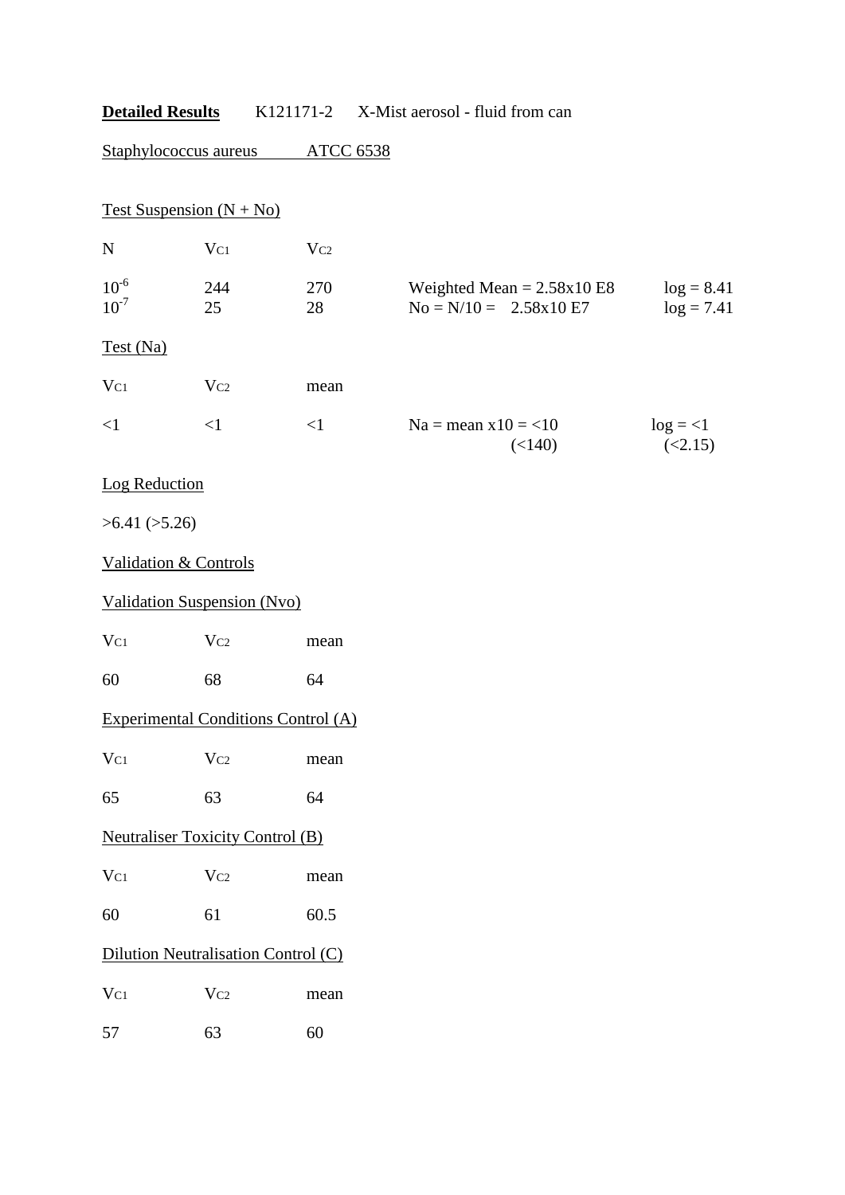**Detailed Results** K121171-2 X-Mist aerosol - fluid from can

Staphylococcus aureus ATCC 6538

Test Suspension (N + No)

| N | $V_{C1}$ | $V_{C2}$ | | |
|---|---|---|---|---|
| $10^{-6}$ | 244 | 270 | Weighted Mean = 2.58x10 E8 | log = 8.41 |
| $10^{-7}$ | 25 | 28 | No = N/10 = 2.58x10 E7 | log = 7.41 |

Test (Na)

| $V_{C1}$ | $V_{C2}$ | mean | | |
|---|---|---|---|---|
| <1 | <1 | <1 | Na = mean x10 = <10 (<140) | log = <1 (<2.15) |

Log Reduction

>6.41 (>5.26)

Validation & Controls

Validation Suspension (Nvo)

| $V_{C1}$ | $V_{C2}$ | mean |
|---|---|---|
| 60 | 68 | 64 |

Experimental Conditions Control (A)

| $V_{C1}$ | $V_{C2}$ | mean |
|---|---|---|
| 65 | 63 | 64 |

Neutraliser Toxicity Control (B)

| $V_{C1}$ | $V_{C2}$ | mean |
|---|---|---|
| 60 | 61 | 60.5 |

Dilution Neutralisation Control (C)

| $V_{C1}$ | $V_{C2}$ | mean |
|---|---|---|
| 57 | 63 | 60 |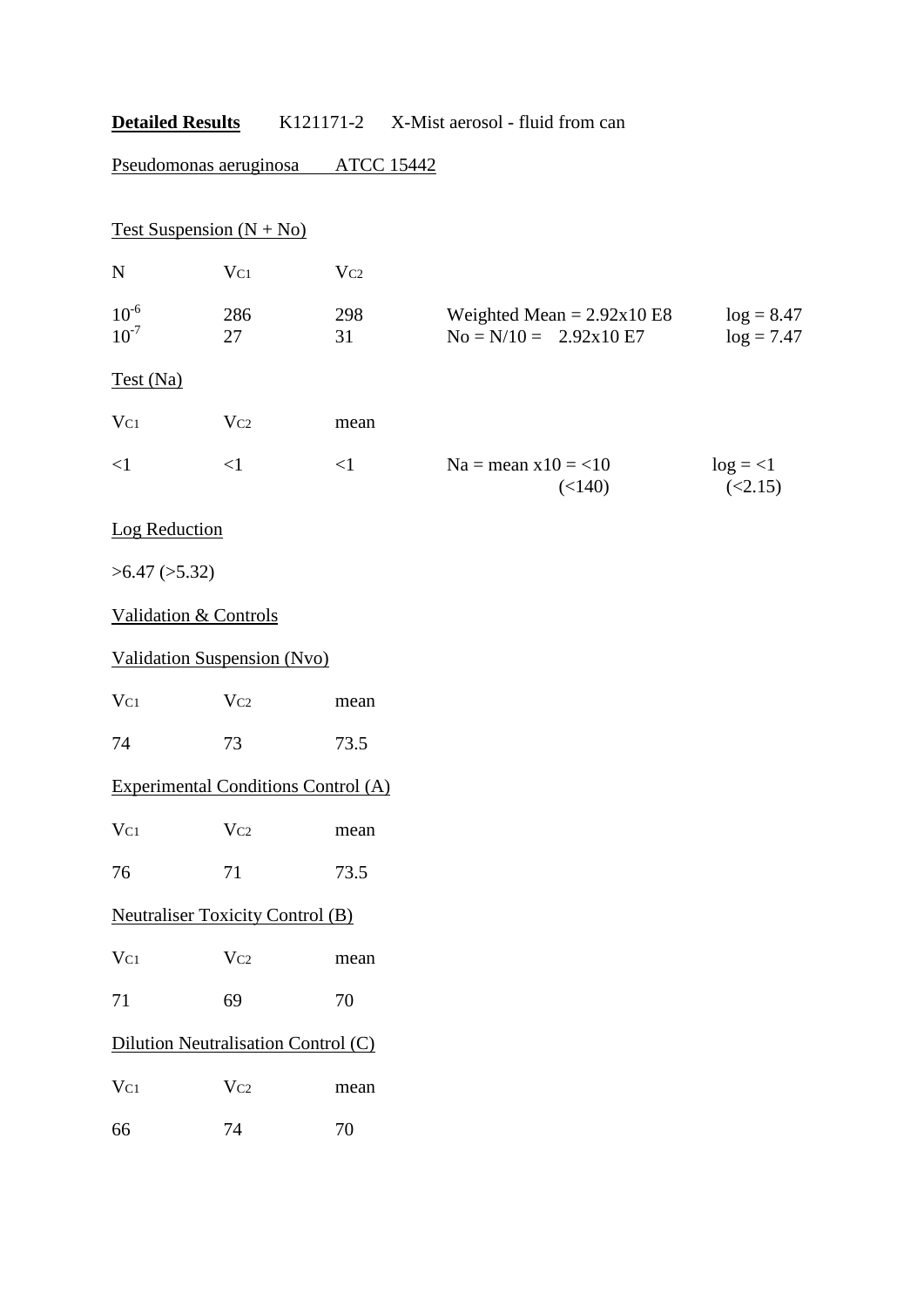**Detailed Results** K121171-2 X-Mist aerosol - fluid from can

Pseudomonas aeruginosa ATCC 15442

Test Suspension (N + No)

| N | $V_{C1}$ | $V_{C2}$ | | |
|---|---|---|---|---|
| $10^{-6}$ | 286 | 298 | Weighted Mean = 2.92x10 E8 | log = 8.47 |
| $10^{-7}$ | 27 | 31 | No = N/10 = 2.92x10 E7 | log = 7.47 |

Test (Na)

| $V_{C1}$ | $V_{C2}$ | mean | | |
|---|---|---|---|---|
| <1 | <1 | <1 | Na = mean x10 = <10 (<140) | log = <1 (<2.15) |

Log Reduction

>6.47 (>5.32)

Validation & Controls

Validation Suspension (Nvo)

| $V_{C1}$ | $V_{C2}$ | mean |
|---|---|---|
| 74 | 73 | 73.5 |

Experimental Conditions Control (A)

| $V_{C1}$ | $V_{C2}$ | mean |
|---|---|---|
| 76 | 71 | 73.5 |

Neutraliser Toxicity Control (B)

| $V_{C1}$ | $V_{C2}$ | mean |
|---|---|---|
| 71 | 69 | 70 |

Dilution Neutralisation Control (C)

| $V_{C1}$ | $V_{C2}$ | mean |
|---|---|---|
| 66 | 74 | 70 |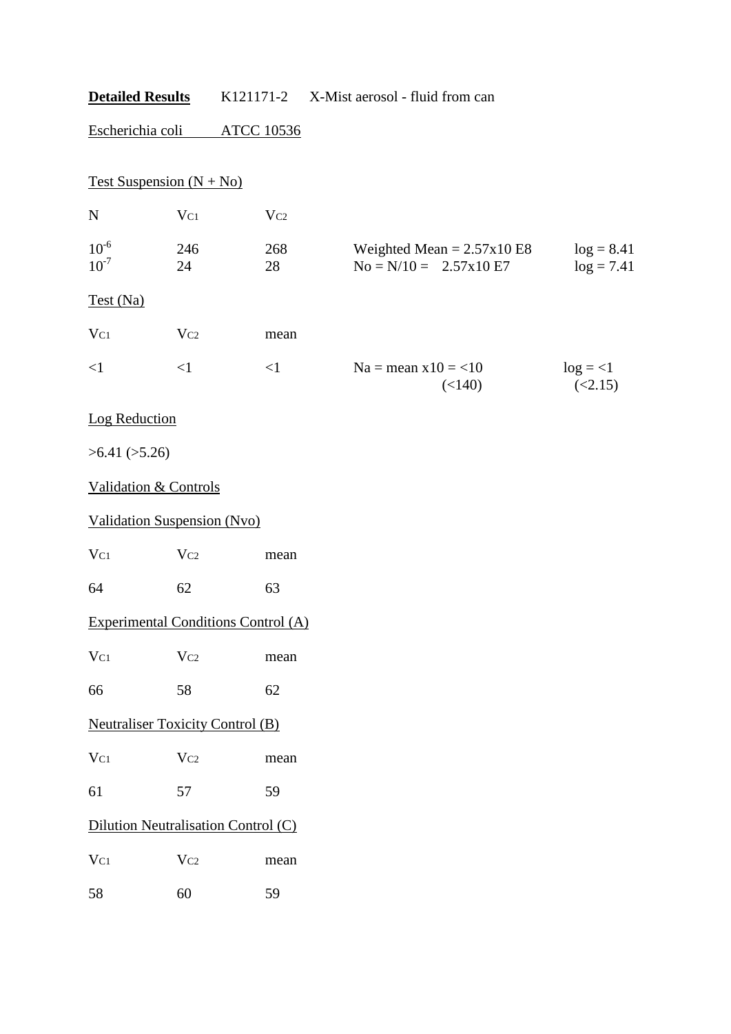**Detailed Results** K121171-2 X-Mist aerosol - fluid from can

Escherichia coli ATCC 10536

Test Suspension (N + No)

| N | $V_{C1}$ | $V_{C2}$ | | |
|---|---|---|---|---|
| $10^{-6}$ | 246 | 268 | Weighted Mean = 2.57x10 E8 | log = 8.41 |
| $10^{-7}$ | 24 | 28 | No = N/10 = 2.57x10 E7 | log = 7.41 |

Test (Na)

| $V_{C1}$ | $V_{C2}$ | mean | | |
|---|---|---|---|---|
| <1 | <1 | <1 | Na = mean x10 = <10 (<140) | log = <1 (<2.15) |

Log Reduction

>6.41 (>5.26)

Validation & Controls

Validation Suspension (Nvo)

| $V_{C1}$ | $V_{C2}$ | mean |
|---|---|---|
| 64 | 62 | 63 |

Experimental Conditions Control (A)

| $V_{C1}$ | $V_{C2}$ | mean |
|---|---|---|
| 66 | 58 | 62 |

Neutraliser Toxicity Control (B)

| $V_{C1}$ | $V_{C2}$ | mean |
|---|---|---|
| 61 | 57 | 59 |

Dilution Neutralisation Control (C)

| $V_{C1}$ | $V_{C2}$ | mean |
|---|---|---|
| 58 | 60 | 59 |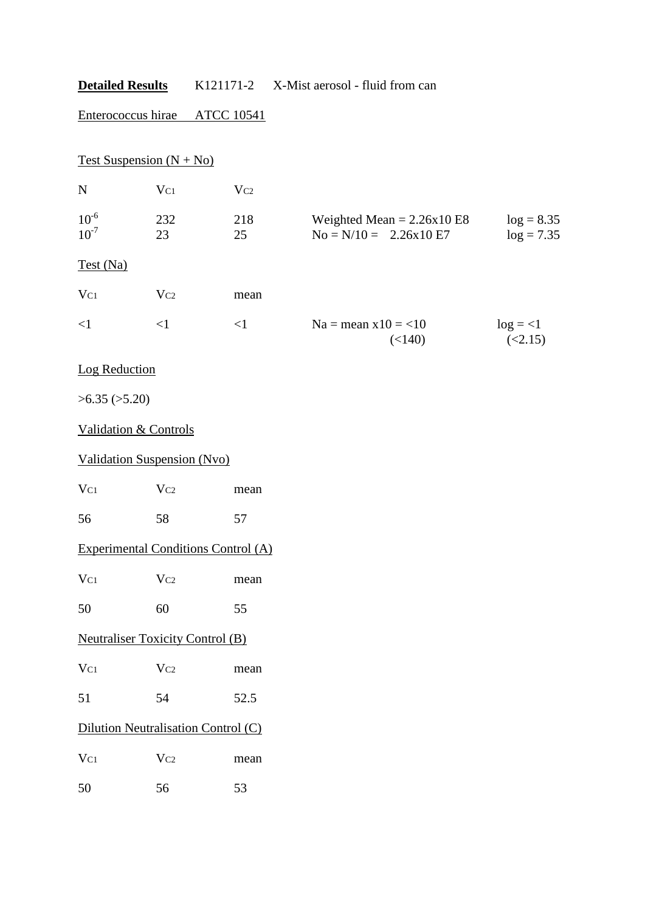**Detailed Results** K121171-2 X-Mist aerosol - fluid from can

Enterococcus hirae ATCC 10541

Test Suspension (N + No)

| N | $V_{C1}$ | $V_{C2}$ | | |
|---|---|---|---|---|
| $10^{-6}$ | 232 | 218 | Weighted Mean = 2.26x10 E8 | log = 8.35 |
| $10^{-7}$ | 23 | 25 | No = N/10 = 2.26x10 E7 | log = 7.35 |

Test (Na)

| $V_{C1}$ | $V_{C2}$ | mean | | |
|---|---|---|---|---|
| <1 | <1 | <1 | Na = mean x10 = <10 (<140) | log = <1 (<2.15) |

Log Reduction

>6.35 (>5.20)

Validation & Controls

Validation Suspension (Nvo)

| $V_{C1}$ | $V_{C2}$ | mean |
|---|---|---|
| 56 | 58 | 57 |

Experimental Conditions Control (A)

| $V_{C1}$ | $V_{C2}$ | mean |
|---|---|---|
| 50 | 60 | 55 |

Neutraliser Toxicity Control (B)

| $V_{C1}$ | $V_{C2}$ | mean |
|---|---|---|
| 51 | 54 | 52.5 |

Dilution Neutralisation Control (C)

| $V_{C1}$ | $V_{C2}$ | mean |
|---|---|---|
| 50 | 56 | 53 |